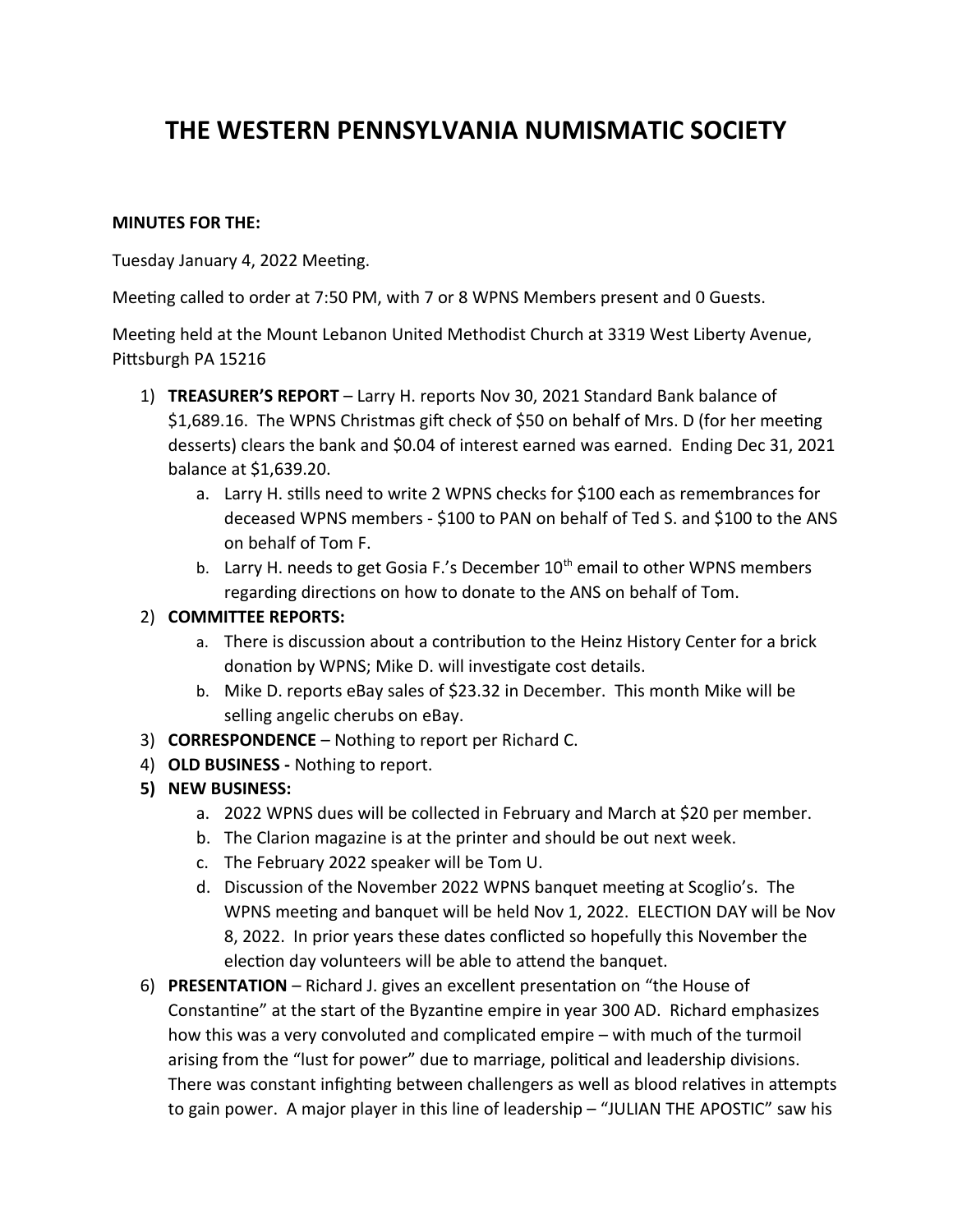# THE WESTERN PENNSYLVANIA NUMISMATIC SOCIETY

**MINUTES FOR THE:**

Tuesday January 4, 2022 Meeting.

Meeting called to order at 7:50 PM, with 7 or 8 WPNS Members present and 0 Guests.

Meeting held at the Mount Lebanon United Methodist Church at 3319 West Liberty Avenue, Pittsburgh PA 15216

1) **TREASURER'S REPORT** – Larry H. reports Nov 30, 2021 Standard Bank balance of $1,689.16. The WPNS Christmas gift check of $50 on behalf of Mrs. D (for her meeting desserts) clears the bank and $0.04 of interest earned was earned. Ending Dec 31, 2021 balance at $1,639.20.
   a. Larry H. stills need to write 2 WPNS checks for $100 each as remembrances for deceased WPNS members - $100 to PAN on behalf of Ted S. and $100 to the ANS on behalf of Tom F.
   b. Larry H. needs to get Gosia F.'s December 10th email to other WPNS members regarding directions on how to donate to the ANS on behalf of Tom.
2) **COMMITTEE REPORTS:**
   a. There is discussion about a contribution to the Heinz History Center for a brick donation by WPNS; Mike D. will investigate cost details.
   b. Mike D. reports eBay sales of $23.32 in December. This month Mike will be selling angelic cherubs on eBay.
3) **CORRESPONDENCE** – Nothing to report per Richard C.
4) **OLD BUSINESS -** Nothing to report.
5) **NEW BUSINESS:**
   a. 2022 WPNS dues will be collected in February and March at $20 per member.
   b. The Clarion magazine is at the printer and should be out next week.
   c. The February 2022 speaker will be Tom U.
   d. Discussion of the November 2022 WPNS banquet meeting at Scoglio's. The WPNS meeting and banquet will be held Nov 1, 2022. ELECTION DAY will be Nov 8, 2022. In prior years these dates conflicted so hopefully this November the election day volunteers will be able to attend the banquet.
6) **PRESENTATION** – Richard J. gives an excellent presentation on "the House of Constantine" at the start of the Byzantine empire in year 300 AD. Richard emphasizes how this was a very convoluted and complicated empire – with much of the turmoil arising from the "lust for power" due to marriage, political and leadership divisions. There was constant infighting between challengers as well as blood relatives in attempts to gain power. A major player in this line of leadership – "JULIAN THE APOSTIC" saw his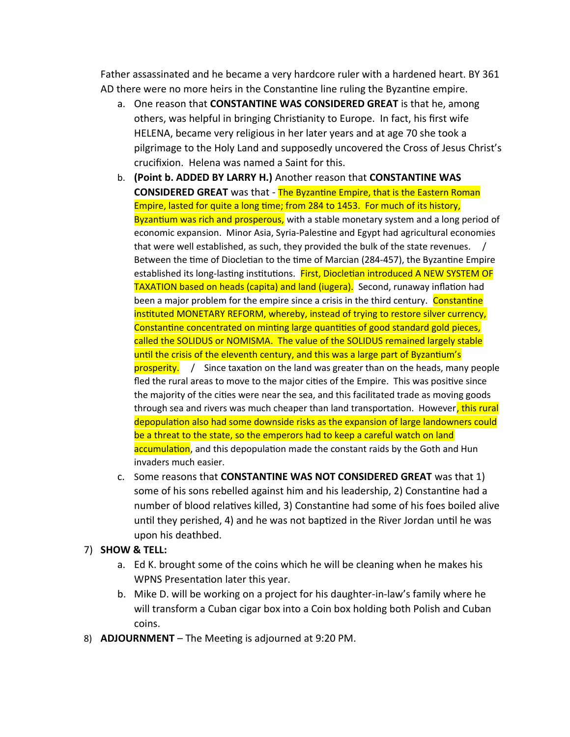Father assassinated and he became a very hardcore ruler with a hardened heart. BY 361 AD there were no more heirs in the Constantine line ruling the Byzantine empire.

a. One reason that **CONSTANTINE WAS CONSIDERED GREAT** is that he, among others, was helpful in bringing Christianity to Europe. In fact, his first wife HELENA, became very religious in her later years and at age 70 she took a pilgrimage to the Holy Land and supposedly uncovered the Cross of Jesus Christ's crucifixion. Helena was named a Saint for this.

b. **(Point b. ADDED BY LARRY H.)** Another reason that **CONSTANTINE WAS CONSIDERED GREAT** was that - The Byzantine Empire, that is the Eastern Roman Empire, lasted for quite a long time; from 284 to 1453. For much of its history, Byzantium was rich and prosperous, with a stable monetary system and a long period of economic expansion. Minor Asia, Syria-Palestine and Egypt had agricultural economies that were well established, as such, they provided the bulk of the state revenues. / Between the time of Diocletian to the time of Marcian (284-457), the Byzantine Empire established its long-lasting institutions. First, Diocletian introduced A NEW SYSTEM OF TAXATION based on heads (capita) and land (iugera). Second, runaway inflation had been a major problem for the empire since a crisis in the third century. Constantine instituted MONETARY REFORM, whereby, instead of trying to restore silver currency, Constantine concentrated on minting large quantities of good standard gold pieces, called the SOLIDUS or NOMISMA. The value of the SOLIDUS remained largely stable until the crisis of the eleventh century, and this was a large part of Byzantium's prosperity. / Since taxation on the land was greater than on the heads, many people fled the rural areas to move to the major cities of the Empire. This was positive since the majority of the cities were near the sea, and this facilitated trade as moving goods through sea and rivers was much cheaper than land transportation. However, this rural depopulation also had some downside risks as the expansion of large landowners could be a threat to the state, so the emperors had to keep a careful watch on land accumulation, and this depopulation made the constant raids by the Goth and Hun invaders much easier.

c. Some reasons that **CONSTANTINE WAS NOT CONSIDERED GREAT** was that 1) some of his sons rebelled against him and his leadership, 2) Constantine had a number of blood relatives killed, 3) Constantine had some of his foes boiled alive until they perished, 4) and he was not baptized in the River Jordan until he was upon his deathbed.

7) **SHOW & TELL:**
   a. Ed K. brought some of the coins which he will be cleaning when he makes his WPNS Presentation later this year.
   b. Mike D. will be working on a project for his daughter-in-law's family where he will transform a Cuban cigar box into a Coin box holding both Polish and Cuban coins.

8) **ADJOURNMENT** – The Meeting is adjourned at 9:20 PM.